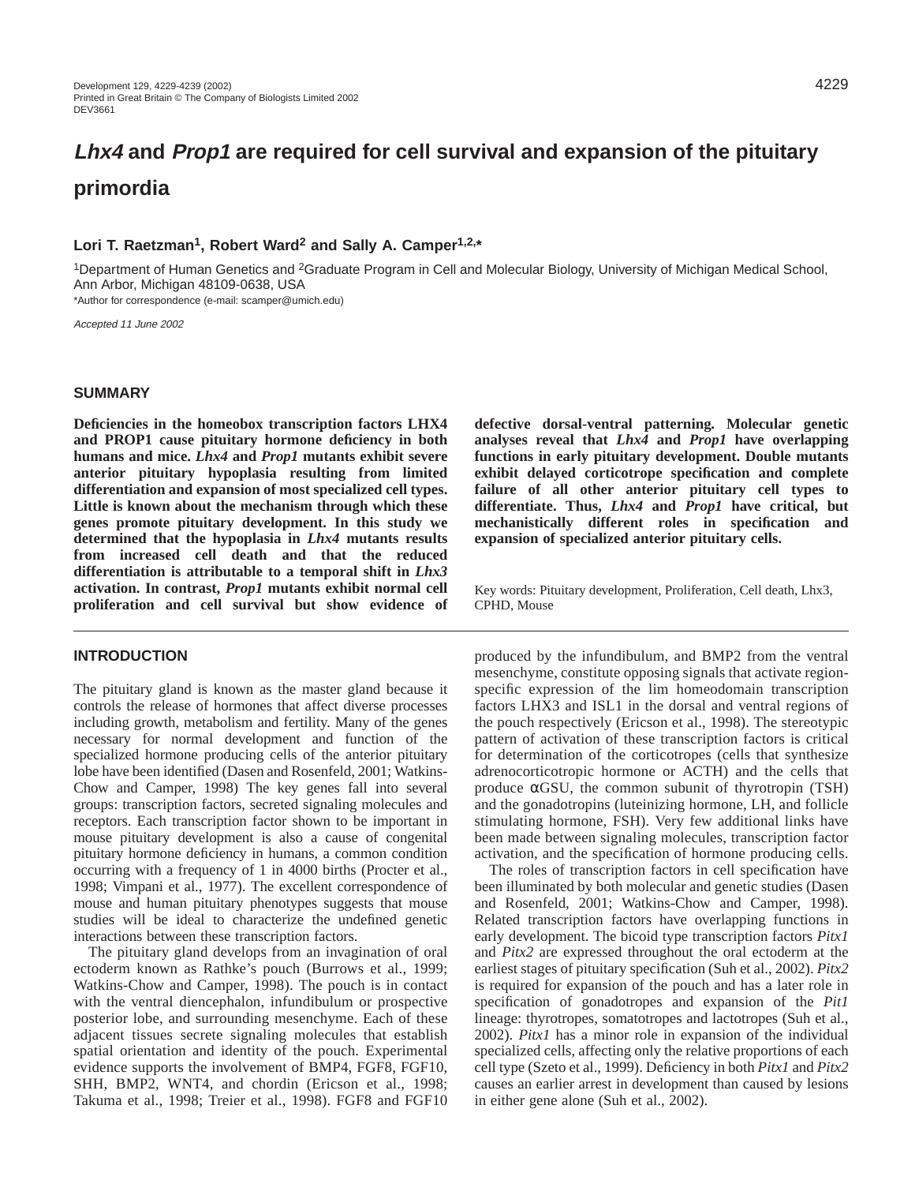# *Lhx4* and *Prop1* are required for cell survival and expansion of the pituitary primordia

**Lori T. Raetzman[1], Robert Ward[2] and Sally A. Camper[1,2,*]**

[1]Department of Human Genetics and [2]Graduate Program in Cell and Molecular Biology, University of Michigan Medical School, Ann Arbor, Michigan 48109-0638, USA

*Author for correspondence (e-mail: scamper@umich.edu)

*Accepted 11 June 2002*

## SUMMARY

**Deficiencies in the homeobox transcription factors LHX4 and PROP1 cause pituitary hormone deficiency in both humans and mice. *Lhx4* and *Prop1* mutants exhibit severe anterior pituitary hypoplasia resulting from limited differentiation and expansion of most specialized cell types. Little is known about the mechanism through which these genes promote pituitary development. In this study we determined that the hypoplasia in *Lhx4* mutants results from increased cell death and that the reduced differentiation is attributable to a temporal shift in *Lhx3* activation. In contrast, *Prop1* mutants exhibit normal cell proliferation and cell survival but show evidence of defective dorsal-ventral patterning. Molecular genetic analyses reveal that *Lhx4* and *Prop1* have overlapping functions in early pituitary development. Double mutants exhibit delayed corticotrope specification and complete failure of all other anterior pituitary cell types to differentiate. Thus, *Lhx4* and *Prop1* have critical, but mechanistically different roles in specification and expansion of specialized anterior pituitary cells.**

Key words: Pituitary development, Proliferation, Cell death, Lhx3, CPHD, Mouse

## INTRODUCTION

The pituitary gland is known as the master gland because it controls the release of hormones that affect diverse processes including growth, metabolism and fertility. Many of the genes necessary for normal development and function of the specialized hormone producing cells of the anterior pituitary lobe have been identified (Dasen and Rosenfeld, 2001; Watkins-Chow and Camper, 1998) The key genes fall into several groups: transcription factors, secreted signaling molecules and receptors. Each transcription factor shown to be important in mouse pituitary development is also a cause of congenital pituitary hormone deficiency in humans, a common condition occurring with a frequency of 1 in 4000 births (Procter et al., 1998; Vimpani et al., 1977). The excellent correspondence of mouse and human pituitary phenotypes suggests that mouse studies will be ideal to characterize the undefined genetic interactions between these transcription factors.

The pituitary gland develops from an invagination of oral ectoderm known as Rathke's pouch (Burrows et al., 1999; Watkins-Chow and Camper, 1998). The pouch is in contact with the ventral diencephalon, infundibulum or prospective posterior lobe, and surrounding mesenchyme. Each of these adjacent tissues secrete signaling molecules that establish spatial orientation and identity of the pouch. Experimental evidence supports the involvement of BMP4, FGF8, FGF10, SHH, BMP2, WNT4, and chordin (Ericson et al., 1998; Takuma et al., 1998; Treier et al., 1998). FGF8 and FGF10 produced by the infundibulum, and BMP2 from the ventral mesenchyme, constitute opposing signals that activate region-specific expression of the lim homeodomain transcription factors LHX3 and ISL1 in the dorsal and ventral regions of the pouch respectively (Ericson et al., 1998). The stereotypic pattern of activation of these transcription factors is critical for determination of the corticotropes (cells that synthesize adrenocorticotropic hormone or ACTH) and the cells that produce αGSU, the common subunit of thyrotropin (TSH) and the gonadotropins (luteinizing hormone, LH, and follicle stimulating hormone, FSH). Very few additional links have been made between signaling molecules, transcription factor activation, and the specification of hormone producing cells.

The roles of transcription factors in cell specification have been illuminated by both molecular and genetic studies (Dasen and Rosenfeld, 2001; Watkins-Chow and Camper, 1998). Related transcription factors have overlapping functions in early development. The bicoid type transcription factors *Pitx1* and *Pitx2* are expressed throughout the oral ectoderm at the earliest stages of pituitary specification (Suh et al., 2002). *Pitx2* is required for expansion of the pouch and has a later role in specification of gonadotropes and expansion of the *Pit1* lineage: thyrotropes, somatotropes and lactotropes (Suh et al., 2002). *Pitx1* has a minor role in expansion of the individual specialized cells, affecting only the relative proportions of each cell type (Szeto et al., 1999). Deficiency in both *Pitx1* and *Pitx2* causes an earlier arrest in development than caused by lesions in either gene alone (Suh et al., 2002).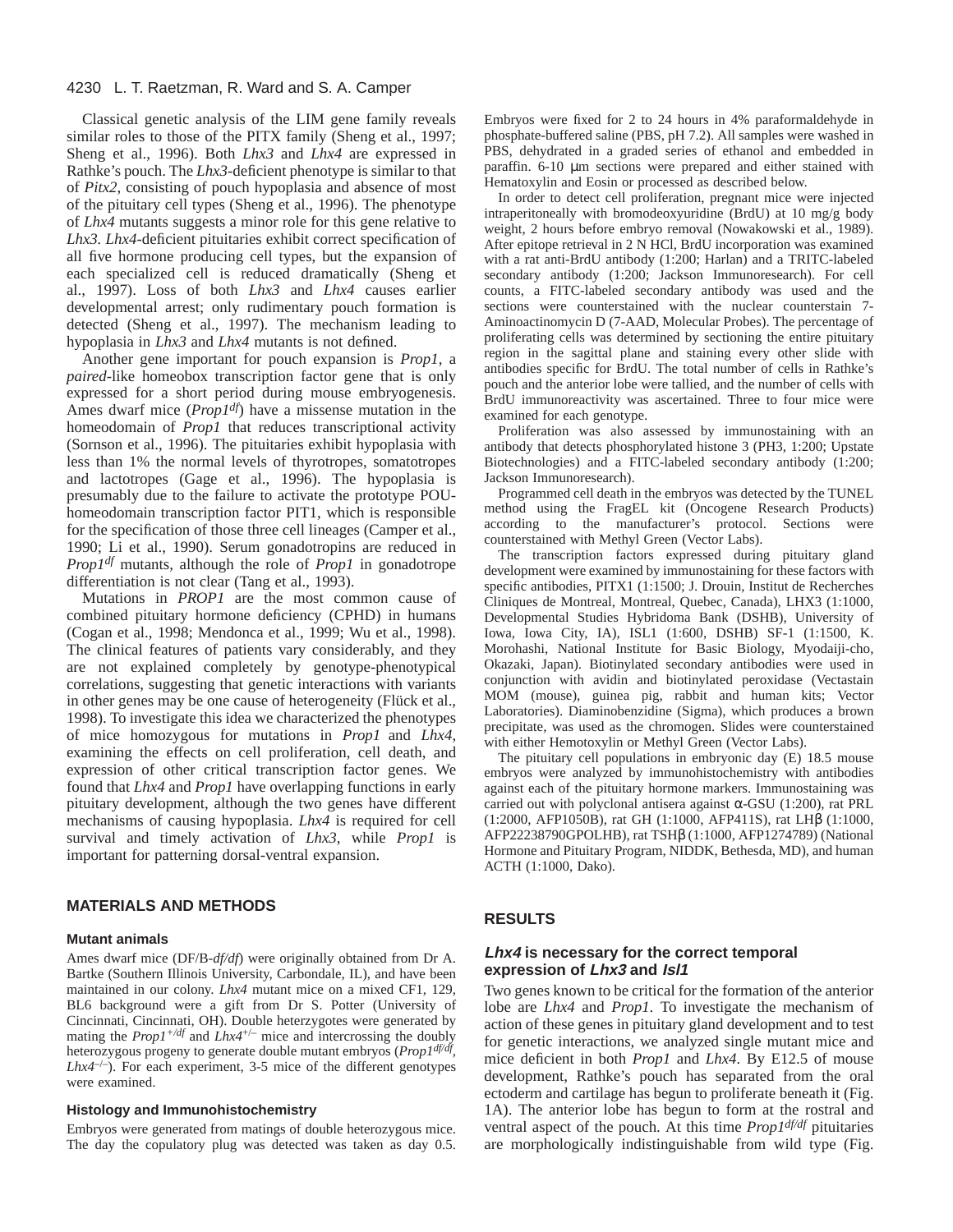Classical genetic analysis of the LIM gene family reveals similar roles to those of the PITX family (Sheng et al., 1997; Sheng et al., 1996). Both *Lhx3* and *Lhx4* are expressed in Rathke's pouch. The *Lhx3*-deficient phenotype is similar to that of *Pitx2*, consisting of pouch hypoplasia and absence of most of the pituitary cell types (Sheng et al., 1996). The phenotype of *Lhx4* mutants suggests a minor role for this gene relative to *Lhx3*. *Lhx4*-deficient pituitaries exhibit correct specification of all five hormone producing cell types, but the expansion of each specialized cell is reduced dramatically (Sheng et al., 1997). Loss of both *Lhx3* and *Lhx4* causes earlier developmental arrest; only rudimentary pouch formation is detected (Sheng et al., 1997). The mechanism leading to hypoplasia in *Lhx3* and *Lhx4* mutants is not defined.

Another gene important for pouch expansion is *Prop1*, a *paired*-like homeobox transcription factor gene that is only expressed for a short period during mouse embryogenesis. Ames dwarf mice (*Prop1*$^{df}$) have a missense mutation in the homeodomain of *Prop1* that reduces transcriptional activity (Sornson et al., 1996). The pituitaries exhibit hypoplasia with less than 1% the normal levels of thyrotropes, somatotropes and lactotropes (Gage et al., 1996). The hypoplasia is presumably due to the failure to activate the prototype POU-homeodomain transcription factor PIT1, which is responsible for the specification of those three cell lineages (Camper et al., 1990; Li et al., 1990). Serum gonadotropins are reduced in *Prop1*$^{df}$ mutants, although the role of *Prop1* in gonadotrope differentiation is not clear (Tang et al., 1993).

Mutations in *PROP1* are the most common cause of combined pituitary hormone deficiency (CPHD) in humans (Cogan et al., 1998; Mendonca et al., 1999; Wu et al., 1998). The clinical features of patients vary considerably, and they are not explained completely by genotype-phenotypical correlations, suggesting that genetic interactions with variants in other genes may be one cause of heterogeneity (Flück et al., 1998). To investigate this idea we characterized the phenotypes of mice homozygous for mutations in *Prop1* and *Lhx4*, examining the effects on cell proliferation, cell death, and expression of other critical transcription factor genes. We found that *Lhx4* and *Prop1* have overlapping functions in early pituitary development, although the two genes have different mechanisms of causing hypoplasia. *Lhx4* is required for cell survival and timely activation of *Lhx3*, while *Prop1* is important for patterning dorsal-ventral expansion.

## MATERIALS AND METHODS

### Mutant animals

Ames dwarf mice (DF/B-*df/df*) were originally obtained from Dr A. Bartke (Southern Illinois University, Carbondale, IL), and have been maintained in our colony. *Lhx4* mutant mice on a mixed CF1, 129, BL6 background were a gift from Dr S. Potter (University of Cincinnati, Cincinnati, OH). Double heterzygotes were generated by mating the *Prop1*$^{+/df}$ and *Lhx4*$^{+/-}$ mice and intercrossing the doubly heterozygous progeny to generate double mutant embryos (*Prop1*$^{df/df}$, *Lhx4*$^{-/-}$). For each experiment, 3-5 mice of the different genotypes were examined.

### Histology and Immunohistochemistry

Embryos were generated from matings of double heterozygous mice. The day the copulatory plug was detected was taken as day 0.5. Embryos were fixed for 2 to 24 hours in 4% paraformaldehyde in phosphate-buffered saline (PBS, pH 7.2). All samples were washed in PBS, dehydrated in a graded series of ethanol and embedded in paraffin. 6-10 μm sections were prepared and either stained with Hematoxylin and Eosin or processed as described below.

In order to detect cell proliferation, pregnant mice were injected intraperitoneally with bromodeoxyuridine (BrdU) at 10 mg/g body weight, 2 hours before embryo removal (Nowakowski et al., 1989). After epitope retrieval in 2 N HCl, BrdU incorporation was examined with a rat anti-BrdU antibody (1:200; Harlan) and a TRITC-labeled secondary antibody (1:200; Jackson Immunoresearch). For cell counts, a FITC-labeled secondary antibody was used and the sections were counterstained with the nuclear counterstain 7-Aminoactinomycin D (7-AAD, Molecular Probes). The percentage of proliferating cells was determined by sectioning the entire pituitary region in the sagittal plane and staining every other slide with antibodies specific for BrdU. The total number of cells in Rathke's pouch and the anterior lobe were tallied, and the number of cells with BrdU immunoreactivity was ascertained. Three to four mice were examined for each genotype.

Proliferation was also assessed by immunostaining with an antibody that detects phosphorylated histone 3 (PH3, 1:200; Upstate Biotechnologies) and a FITC-labeled secondary antibody (1:200; Jackson Immunoresearch).

Programmed cell death in the embryos was detected by the TUNEL method using the FragEL kit (Oncogene Research Products) according to the manufacturer's protocol. Sections were counterstained with Methyl Green (Vector Labs).

The transcription factors expressed during pituitary gland development were examined by immunostaining for these factors with specific antibodies, PITX1 (1:1500; J. Drouin, Institut de Recherches Cliniques de Montreal, Montreal, Quebec, Canada), LHX3 (1:1000, Developmental Studies Hybridoma Bank (DSHB), University of Iowa, Iowa City, IA), ISL1 (1:600, DSHB) SF-1 (1:1500, K. Morohashi, National Institute for Basic Biology, Myodaiji-cho, Okazaki, Japan). Biotinylated secondary antibodies were used in conjunction with avidin and biotinylated peroxidase (Vectastain MOM (mouse), guinea pig, rabbit and human kits; Vector Laboratories). Diaminobenzidine (Sigma), which produces a brown precipitate, was used as the chromogen. Slides were counterstained with either Hemotoxylin or Methyl Green (Vector Labs).

The pituitary cell populations in embryonic day (E) 18.5 mouse embryos were analyzed by immunohistochemistry with antibodies against each of the pituitary hormone markers. Immunostaining was carried out with polyclonal antisera against α-GSU (1:200), rat PRL (1:2000, AFP1050B), rat GH (1:1000, AFP411S), rat LHβ (1:1000, AFP22238790GPOLHB), rat TSHβ (1:1000, AFP1274789) (National Hormone and Pituitary Program, NIDDK, Bethesda, MD), and human ACTH (1:1000, Dako).

## RESULTS

### *Lhx4* is necessary for the correct temporal expression of *Lhx3* and *Isl1*

Two genes known to be critical for the formation of the anterior lobe are *Lhx4* and *Prop1*. To investigate the mechanism of action of these genes in pituitary gland development and to test for genetic interactions, we analyzed single mutant mice and mice deficient in both *Prop1* and *Lhx4*. By E12.5 of mouse development, Rathke's pouch has separated from the oral ectoderm and cartilage has begun to proliferate beneath it (Fig. 1A). The anterior lobe has begun to form at the rostral and ventral aspect of the pouch. At this time *Prop1*$^{df/df}$ pituitaries are morphologically indistinguishable from wild type (Fig.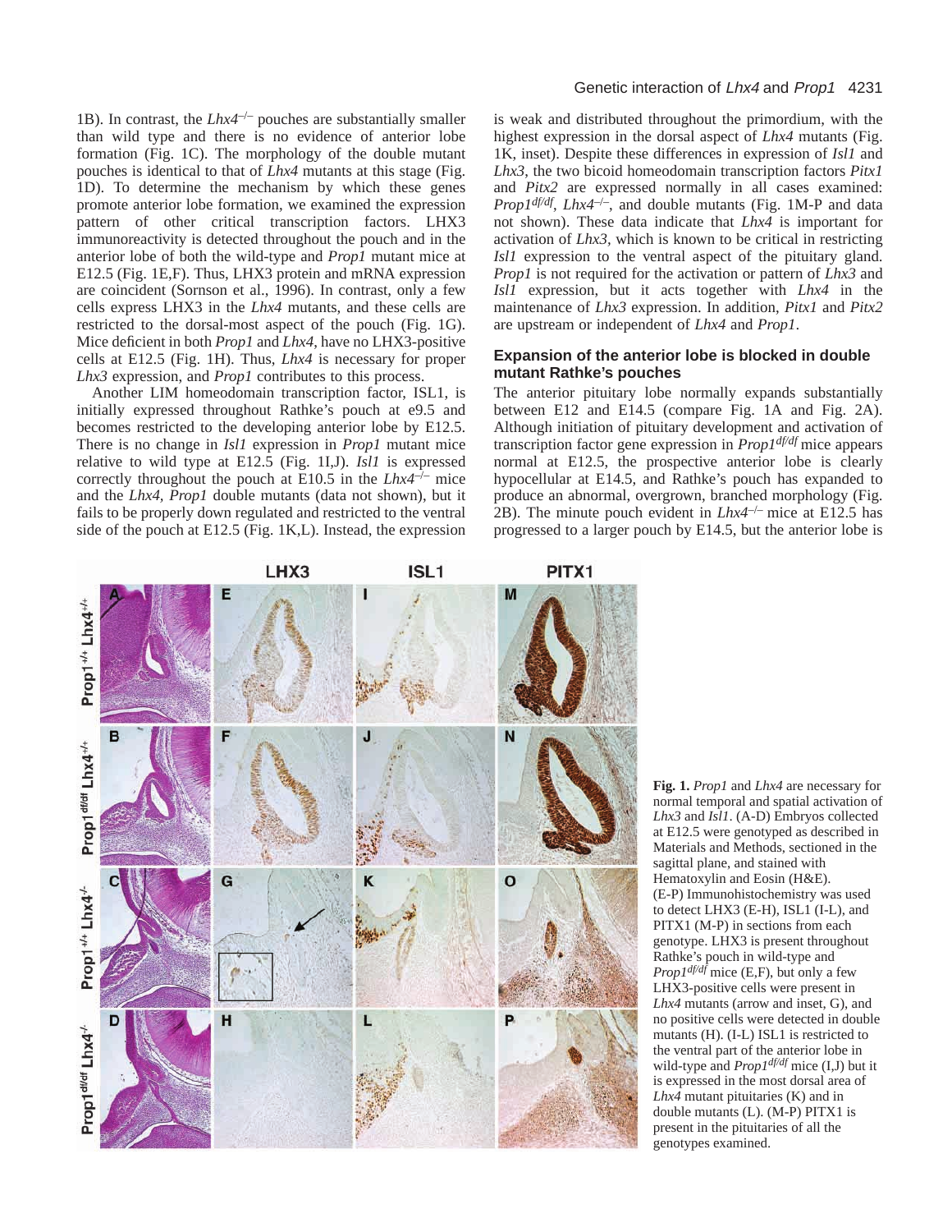1B). In contrast, the *Lhx4*$^{-/-}$ pouches are substantially smaller than wild type and there is no evidence of anterior lobe formation (Fig. 1C). The morphology of the double mutant pouches is identical to that of *Lhx4* mutants at this stage (Fig. 1D). To determine the mechanism by which these genes promote anterior lobe formation, we examined the expression pattern of other critical transcription factors. LHX3 immunoreactivity is detected throughout the pouch and in the anterior lobe of both the wild-type and *Prop1* mutant mice at E12.5 (Fig. 1E,F). Thus, LHX3 protein and mRNA expression are coincident (Sornson et al., 1996). In contrast, only a few cells express LHX3 in the *Lhx4* mutants, and these cells are restricted to the dorsal-most aspect of the pouch (Fig. 1G). Mice deficient in both *Prop1* and *Lhx4*, have no LHX3-positive cells at E12.5 (Fig. 1H). Thus, *Lhx4* is necessary for proper *Lhx3* expression, and *Prop1* contributes to this process.

Another LIM homeodomain transcription factor, ISL1, is initially expressed throughout Rathke's pouch at e9.5 and becomes restricted to the developing anterior lobe by E12.5. There is no change in *Isl1* expression in *Prop1* mutant mice relative to wild type at E12.5 (Fig. 1I,J). *Isl1* is expressed correctly throughout the pouch at E10.5 in the *Lhx4*$^{-/-}$ mice and the *Lhx4*, *Prop1* double mutants (data not shown), but it fails to be properly down regulated and restricted to the ventral side of the pouch at E12.5 (Fig. 1K,L). Instead, the expression is weak and distributed throughout the primordium, with the highest expression in the dorsal aspect of *Lhx4* mutants (Fig. 1K, inset). Despite these differences in expression of *Isl1* and *Lhx3*, the two bicoid homeodomain transcription factors *Pitx1* and *Pitx2* are expressed normally in all cases examined: *Prop1*$^{df/df}$, *Lhx4*$^{-/-}$, and double mutants (Fig. 1M-P and data not shown). These data indicate that *Lhx4* is important for activation of *Lhx3*, which is known to be critical in restricting *Isl1* expression to the ventral aspect of the pituitary gland. *Prop1* is not required for the activation or pattern of *Lhx3* and *Isl1* expression, but it acts together with *Lhx4* in the maintenance of *Lhx3* expression. In addition, *Pitx1* and *Pitx2* are upstream or independent of *Lhx4* and *Prop1*.

### Expansion of the anterior lobe is blocked in double mutant Rathke's pouches

The anterior pituitary lobe normally expands substantially between E12 and E14.5 (compare Fig. 1A and Fig. 2A). Although initiation of pituitary development and activation of transcription factor gene expression in *Prop1*$^{df/df}$ mice appears normal at E12.5, the prospective anterior lobe is clearly hypocellular at E14.5, and Rathke's pouch has expanded to produce an abnormal, overgrown, branched morphology (Fig. 2B). The minute pouch evident in *Lhx4*$^{-/-}$ mice at E12.5 has progressed to a larger pouch by E14.5, but the anterior lobe is

**Fig. 1.** *Prop1* and *Lhx4* are necessary for normal temporal and spatial activation of *Lhx3* and *Isl1*. (A-D) Embryos collected at E12.5 were genotyped as described in Materials and Methods, sectioned in the sagittal plane, and stained with Hematoxylin and Eosin (H&E). (E-P) Immunohistochemistry was used to detect LHX3 (E-H), ISL1 (I-L), and PITX1 (M-P) in sections from each genotype. LHX3 is present throughout Rathke's pouch in wild-type and *Prop1*$^{df/df}$ mice (E,F), but only a few LHX3-positive cells were present in *Lhx4* mutants (arrow and inset, G), and no positive cells were detected in double mutants (H). (I-L) ISL1 is restricted to the ventral part of the anterior lobe in wild-type and *Prop1*$^{df/df}$ mice (I,J) but it is expressed in the most dorsal area of *Lhx4* mutant pituitaries (K) and in double mutants (L). (M-P) PITX1 is present in the pituitaries of all the genotypes examined.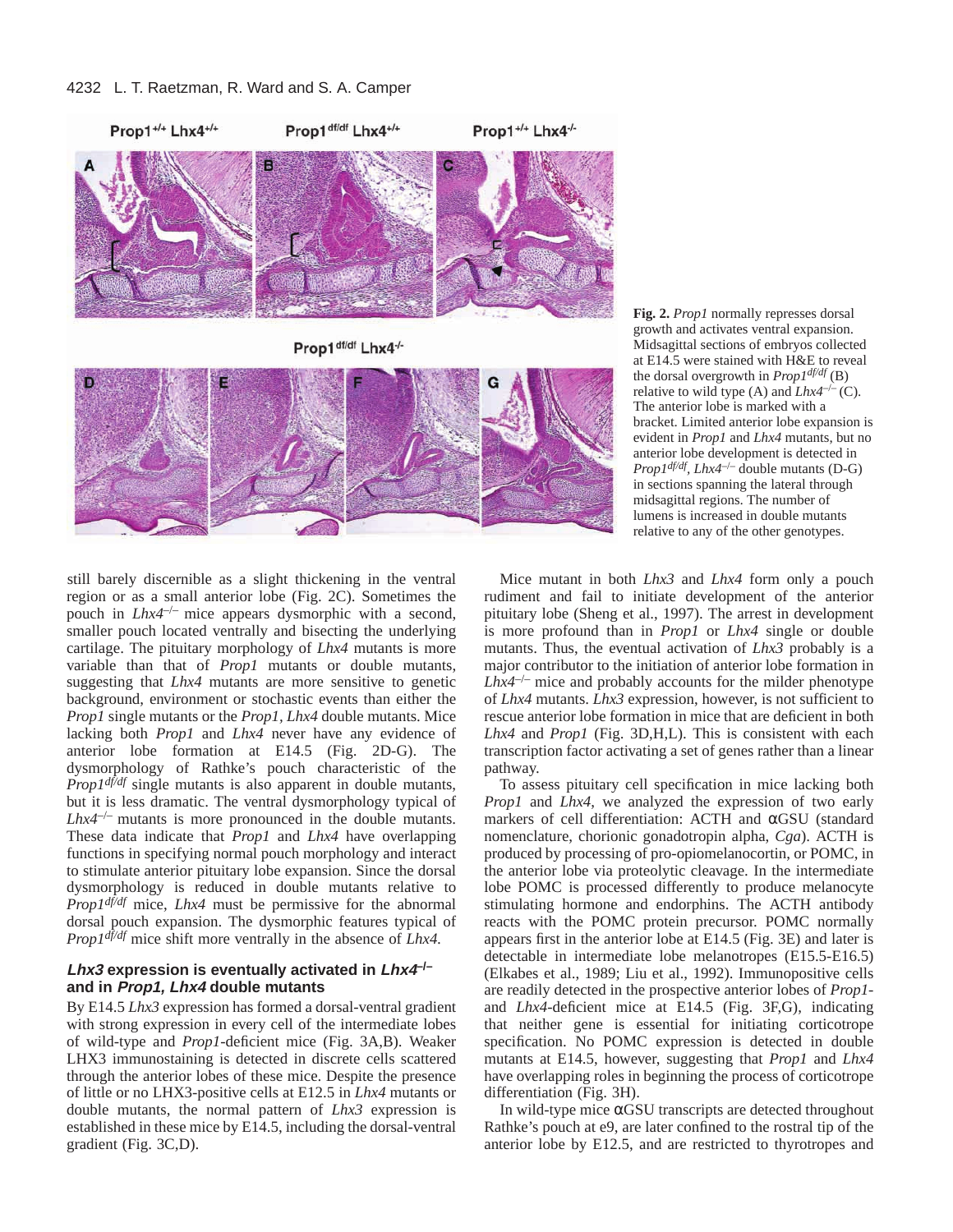**Fig. 2.** *Prop1* normally represses dorsal growth and activates ventral expansion. Midsagittal sections of embryos collected at E14.5 were stained with H&E to reveal the dorsal overgrowth in $Prop1^{df/df}$ (B) relative to wild type (A) and $Lhx4^{-/-}$ (C). The anterior lobe is marked with a bracket. Limited anterior lobe expansion is evident in *Prop1* and *Lhx4* mutants, but no anterior lobe development is detected in $Prop1^{df/df}$, $Lhx4^{-/-}$ double mutants (D-G) in sections spanning the lateral through midsagittal regions. The number of lumens is increased in double mutants relative to any of the other genotypes.

still barely discernible as a slight thickening in the ventral region or as a small anterior lobe (Fig. 2C). Sometimes the pouch in $Lhx4^{-/-}$ mice appears dysmorphic with a second, smaller pouch located ventrally and bisecting the underlying cartilage. The pituitary morphology of *Lhx4* mutants is more variable than that of *Prop1* mutants or double mutants, suggesting that *Lhx4* mutants are more sensitive to genetic background, environment or stochastic events than either the *Prop1* single mutants or the *Prop1*, *Lhx4* double mutants. Mice lacking both *Prop1* and *Lhx4* never have any evidence of anterior lobe formation at E14.5 (Fig. 2D-G). The dysmorphology of Rathke's pouch characteristic of the $Prop1^{df/df}$ single mutants is also apparent in double mutants, but it is less dramatic. The ventral dysmorphology typical of $Lhx4^{-/-}$ mutants is more pronounced in the double mutants. These data indicate that *Prop1* and *Lhx4* have overlapping functions in specifying normal pouch morphology and interact to stimulate anterior pituitary lobe expansion. Since the dorsal dysmorphology is reduced in double mutants relative to $Prop1^{df/df}$ mice, *Lhx4* must be permissive for the abnormal dorsal pouch expansion. The dysmorphic features typical of $Prop1^{df/df}$ mice shift more ventrally in the absence of *Lhx4*.

### *Lhx3* expression is eventually activated in $Lhx4^{-/-}$ and in *Prop1, Lhx4* double mutants

By E14.5 *Lhx3* expression has formed a dorsal-ventral gradient with strong expression in every cell of the intermediate lobes of wild-type and *Prop1*-deficient mice (Fig. 3A,B). Weaker LHX3 immunostaining is detected in discrete cells scattered through the anterior lobes of these mice. Despite the presence of little or no LHX3-positive cells at E12.5 in *Lhx4* mutants or double mutants, the normal pattern of *Lhx3* expression is established in these mice by E14.5, including the dorsal-ventral gradient (Fig. 3C,D).

Mice mutant in both *Lhx3* and *Lhx4* form only a pouch rudiment and fail to initiate development of the anterior pituitary lobe (Sheng et al., 1997). The arrest in development is more profound than in *Prop1* or *Lhx4* single or double mutants. Thus, the eventual activation of *Lhx3* probably is a major contributor to the initiation of anterior lobe formation in $Lhx4^{-/-}$ mice and probably accounts for the milder phenotype of *Lhx4* mutants. *Lhx3* expression, however, is not sufficient to rescue anterior lobe formation in mice that are deficient in both *Lhx4* and *Prop1* (Fig. 3D,H,L). This is consistent with each transcription factor activating a set of genes rather than a linear pathway.

To assess pituitary cell specification in mice lacking both *Prop1* and *Lhx4*, we analyzed the expression of two early markers of cell differentiation: ACTH and αGSU (standard nomenclature, chorionic gonadotropin alpha, *Cga*). ACTH is produced by processing of pro-opiomelanocortin, or POMC, in the anterior lobe via proteolytic cleavage. In the intermediate lobe POMC is processed differently to produce melanocyte stimulating hormone and endorphins. The ACTH antibody reacts with the POMC protein precursor. POMC normally appears first in the anterior lobe at E14.5 (Fig. 3E) and later is detectable in intermediate lobe melanotropes (E15.5-E16.5) (Elkabes et al., 1989; Liu et al., 1992). Immunopositive cells are readily detected in the prospective anterior lobes of *Prop1*- and *Lhx4*-deficient mice at E14.5 (Fig. 3F,G), indicating that neither gene is essential for initiating corticotrope specification. No POMC expression is detected in double mutants at E14.5, however, suggesting that *Prop1* and *Lhx4* have overlapping roles in beginning the process of corticotrope differentiation (Fig. 3H).

In wild-type mice αGSU transcripts are detected throughout Rathke's pouch at e9, are later confined to the rostral tip of the anterior lobe by E12.5, and are restricted to thyrotropes and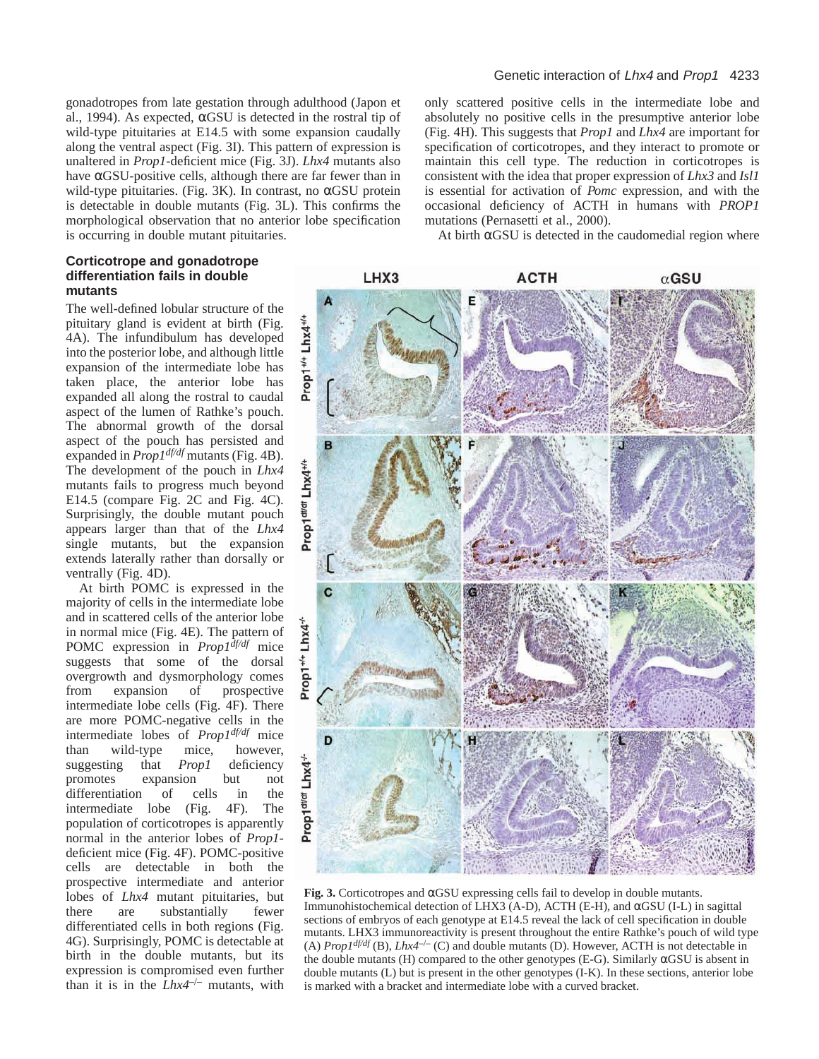gonadotropes from late gestation through adulthood (Japon et al., 1994). As expected, αGSU is detected in the rostral tip of wild-type pituitaries at E14.5 with some expansion caudally along the ventral aspect (Fig. 3I). This pattern of expression is unaltered in *Prop1*-deficient mice (Fig. 3J). *Lhx4* mutants also have αGSU-positive cells, although there are far fewer than in wild-type pituitaries. (Fig. 3K). In contrast, no αGSU protein is detectable in double mutants (Fig. 3L). This confirms the morphological observation that no anterior lobe specification is occurring in double mutant pituitaries.

### Corticotrope and gonadotrope differentiation fails in double mutants

The well-defined lobular structure of the pituitary gland is evident at birth (Fig. 4A). The infundibulum has developed into the posterior lobe, and although little expansion of the intermediate lobe has taken place, the anterior lobe has expanded all along the rostral to caudal aspect of the lumen of Rathke's pouch. The abnormal growth of the dorsal aspect of the pouch has persisted and expanded in $Prop1^{df/df}$ mutants (Fig. 4B). The development of the pouch in *Lhx4* mutants fails to progress much beyond E14.5 (compare Fig. 2C and Fig. 4C). Surprisingly, the double mutant pouch appears larger than that of the *Lhx4* single mutants, but the expansion extends laterally rather than dorsally or ventrally (Fig. 4D).

At birth POMC is expressed in the majority of cells in the intermediate lobe and in scattered cells of the anterior lobe in normal mice (Fig. 4E). The pattern of POMC expression in $Prop1^{df/df}$ mice suggests that some of the dorsal overgrowth and dysmorphology comes from expansion of prospective intermediate lobe cells (Fig. 4F). There are more POMC-negative cells in the intermediate lobes of $Prop1^{df/df}$ mice than wild-type mice, however, suggesting that *Prop1* deficiency promotes expansion but not differentiation of cells in the intermediate lobe (Fig. 4F). The population of corticotropes is apparently normal in the anterior lobes of *Prop1*-deficient mice (Fig. 4F). POMC-positive cells are detectable in both the prospective intermediate and anterior lobes of *Lhx4* mutant pituitaries, but there are substantially fewer differentiated cells in both regions (Fig. 4G). Surprisingly, POMC is detectable at birth in the double mutants, but its expression is compromised even further than it is in the $Lhx4^{–/–}$ mutants, with only scattered positive cells in the intermediate lobe and absolutely no positive cells in the presumptive anterior lobe (Fig. 4H). This suggests that *Prop1* and *Lhx4* are important for specification of corticotropes, and they interact to promote or maintain this cell type. The reduction in corticotropes is consistent with the idea that proper expression of *Lhx3* and *Isl1* is essential for activation of *Pomc* expression, and with the occasional deficiency of ACTH in humans with *PROP1* mutations (Pernasetti et al., 2000).

At birth αGSU is detected in the caudomedial region where

**Fig. 3.** Corticotropes and αGSU expressing cells fail to develop in double mutants. Immunohistochemical detection of LHX3 (A-D), ACTH (E-H), and αGSU (I-L) in sagittal sections of embryos of each genotype at E14.5 reveal the lack of cell specification in double mutants. LHX3 immunoreactivity is present throughout the entire Rathke's pouch of wild type (A) $Prop1^{df/df}$ (B), $Lhx4^{–/–}$ (C) and double mutants (D). However, ACTH is not detectable in the double mutants (H) compared to the other genotypes (E-G). Similarly αGSU is absent in double mutants (L) but is present in the other genotypes (I-K). In these sections, anterior lobe is marked with a bracket and intermediate lobe with a curved bracket.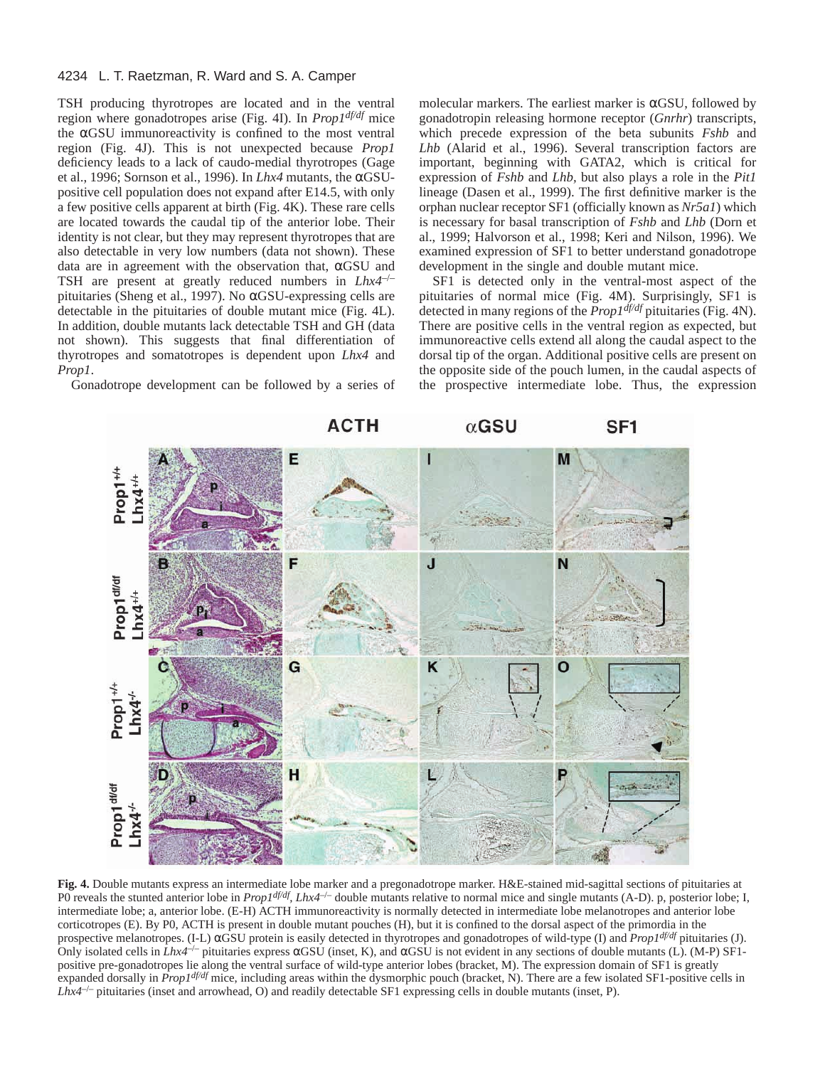TSH producing thyrotropes are located and in the ventral region where gonadotropes arise (Fig. 4I). In *Prop1*$^{df/df}$ mice the αGSU immunoreactivity is confined to the most ventral region (Fig. 4J). This is not unexpected because *Prop1* deficiency leads to a lack of caudo-medial thyrotropes (Gage et al., 1996; Sornson et al., 1996). In *Lhx4* mutants, the αGSU-positive cell population does not expand after E14.5, with only a few positive cells apparent at birth (Fig. 4K). These rare cells are located towards the caudal tip of the anterior lobe. Their identity is not clear, but they may represent thyrotropes that are also detectable in very low numbers (data not shown). These data are in agreement with the observation that, αGSU and TSH are present at greatly reduced numbers in *Lhx4*$^{-/-}$ pituitaries (Sheng et al., 1997). No αGSU-expressing cells are detectable in the pituitaries of double mutant mice (Fig. 4L). In addition, double mutants lack detectable TSH and GH (data not shown). This suggests that final differentiation of thyrotropes and somatotropes is dependent upon *Lhx4* and *Prop1*.

Gonadotrope development can be followed by a series of molecular markers. The earliest marker is αGSU, followed by gonadotropin releasing hormone receptor (*Gnrhr*) transcripts, which precede expression of the beta subunits *Fshb* and *Lhb* (Alarid et al., 1996). Several transcription factors are important, beginning with GATA2, which is critical for expression of *Fshb* and *Lhb*, but also plays a role in the *Pit1* lineage (Dasen et al., 1999). The first definitive marker is the orphan nuclear receptor SF1 (officially known as *Nr5a1*) which is necessary for basal transcription of *Fshb* and *Lhb* (Dorn et al., 1999; Halvorson et al., 1998; Keri and Nilson, 1996). We examined expression of SF1 to better understand gonadotrope development in the single and double mutant mice.

SF1 is detected only in the ventral-most aspect of the pituitaries of normal mice (Fig. 4M). Surprisingly, SF1 is detected in many regions of the *Prop1*$^{df/df}$ pituitaries (Fig. 4N). There are positive cells in the ventral region as expected, but immunoreactive cells extend all along the caudal aspect to the dorsal tip of the organ. Additional positive cells are present on the opposite side of the pouch lumen, in the caudal aspects of the prospective intermediate lobe. Thus, the expression

**Fig. 4.** Double mutants express an intermediate lobe marker and a pregonadotrope marker. H&E-stained mid-sagittal sections of pituitaries at P0 reveals the stunted anterior lobe in *Prop1*$^{df/df}$, *Lhx4*$^{-/-}$ double mutants relative to normal mice and single mutants (A-D). p, posterior lobe; I, intermediate lobe; a, anterior lobe. (E-H) ACTH immunoreactivity is normally detected in intermediate lobe melanotropes and anterior lobe corticotropes (E). By P0, ACTH is present in double mutant pouches (H), but it is confined to the dorsal aspect of the primordia in the prospective melanotropes. (I-L) αGSU protein is easily detected in thyrotropes and gonadotropes of wild-type (I) and *Prop1*$^{df/df}$ pituitaries (J). Only isolated cells in *Lhx4*$^{-/-}$ pituitaries express αGSU (inset, K), and αGSU is not evident in any sections of double mutants (L). (M-P) SF1-positive pre-gonadotropes lie along the ventral surface of wild-type anterior lobes (bracket, M). The expression domain of SF1 is greatly expanded dorsally in *Prop1*$^{df/df}$ mice, including areas within the dysmorphic pouch (bracket, N). There are a few isolated SF1-positive cells in *Lhx4*$^{-/-}$ pituitaries (inset and arrowhead, O) and readily detectable SF1 expressing cells in double mutants (inset, P).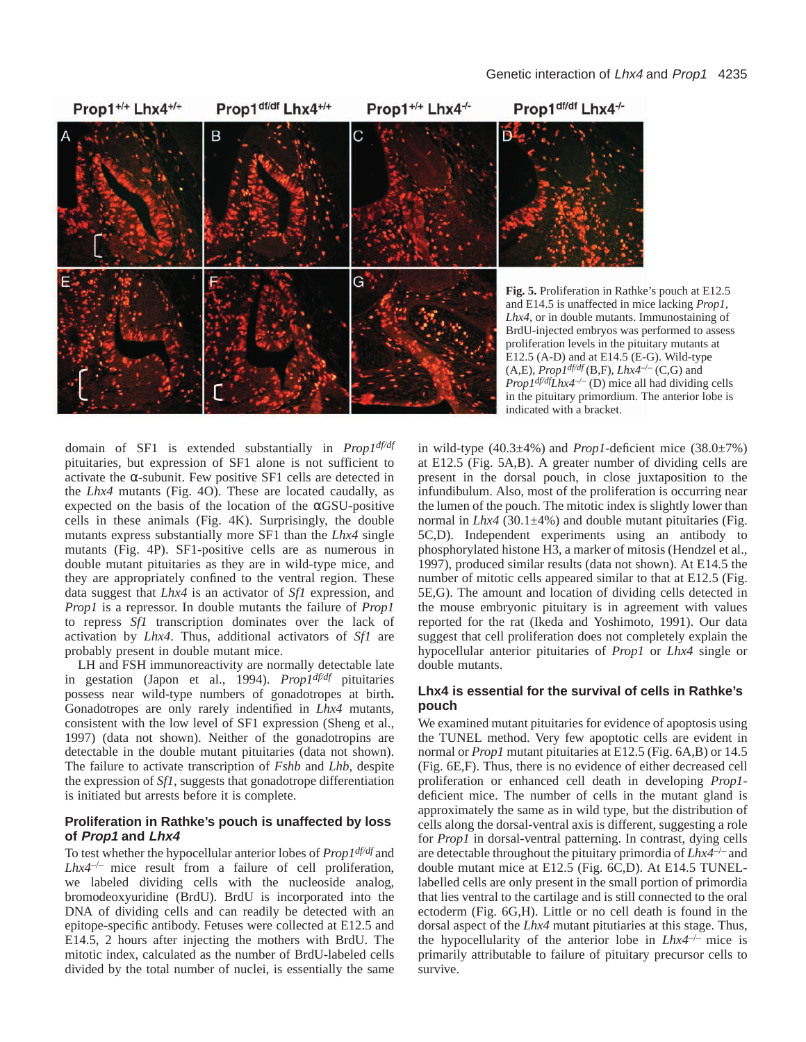**Fig. 5.** Proliferation in Rathke's pouch at E12.5 and E14.5 is unaffected in mice lacking *Prop1*, *Lhx4*, or in double mutants. Immunostaining of BrdU-injected embryos was performed to assess proliferation levels in the pituitary mutants at E12.5 (A-D) and at E14.5 (E-G). Wild-type (A,E), *Prop1*$^{df/df}$ (B,F), *Lhx4*$^{-/-}$ (C,G) and *Prop1*$^{df/df}$*Lhx4*$^{-/-}$ (D) mice all had dividing cells in the pituitary primordium. The anterior lobe is indicated with a bracket.

domain of SF1 is extended substantially in *Prop1*$^{df/df}$ pituitaries, but expression of SF1 alone is not sufficient to activate the α-subunit. Few positive SF1 cells are detected in the *Lhx4* mutants (Fig. 4O). These are located caudally, as expected on the basis of the location of the αGSU-positive cells in these animals (Fig. 4K). Surprisingly, the double mutants express substantially more SF1 than the *Lhx4* single mutants (Fig. 4P). SF1-positive cells are as numerous in double mutant pituitaries as they are in wild-type mice, and they are appropriately confined to the ventral region. These data suggest that *Lhx4* is an activator of *Sf1* expression, and *Prop1* is a repressor. In double mutants the failure of *Prop1* to repress *Sf1* transcription dominates over the lack of activation by *Lhx4*. Thus, additional activators of *Sf1* are probably present in double mutant mice.

LH and FSH immunoreactivity are normally detectable late in gestation (Japon et al., 1994). *Prop1*$^{df/df}$ pituitaries possess near wild-type numbers of gonadotropes at birth**.** Gonadotropes are only rarely indentified in *Lhx4* mutants, consistent with the low level of SF1 expression (Sheng et al., 1997) (data not shown). Neither of the gonadotropins are detectable in the double mutant pituitaries (data not shown). The failure to activate transcription of *Fshb* and *Lhb*, despite the expression of *Sf1*, suggests that gonadotrope differentiation is initiated but arrests before it is complete.

### Proliferation in Rathke's pouch is unaffected by loss of *Prop1* and *Lhx4*

To test whether the hypocellular anterior lobes of *Prop1*$^{df/df}$ and *Lhx4*$^{-/-}$ mice result from a failure of cell proliferation, we labeled dividing cells with the nucleoside analog, bromodeoxyuridine (BrdU). BrdU is incorporated into the DNA of dividing cells and can readily be detected with an epitope-specific antibody. Fetuses were collected at E12.5 and E14.5, 2 hours after injecting the mothers with BrdU. The mitotic index, calculated as the number of BrdU-labeled cells divided by the total number of nuclei, is essentially the same in wild-type (40.3±4%) and *Prop1*-deficient mice (38.0±7%) at E12.5 (Fig. 5A,B). A greater number of dividing cells are present in the dorsal pouch, in close juxtaposition to the infundibulum. Also, most of the proliferation is occurring near the lumen of the pouch. The mitotic index is slightly lower than normal in *Lhx4* (30.1±4%) and double mutant pituitaries (Fig. 5C,D). Independent experiments using an antibody to phosphorylated histone H3, a marker of mitosis (Hendzel et al., 1997), produced similar results (data not shown). At E14.5 the number of mitotic cells appeared similar to that at E12.5 (Fig. 5E,G). The amount and location of dividing cells detected in the mouse embryonic pituitary is in agreement with values reported for the rat (Ikeda and Yoshimoto, 1991). Our data suggest that cell proliferation does not completely explain the hypocellular anterior pituitaries of *Prop1* or *Lhx4* single or double mutants.

### Lhx4 is essential for the survival of cells in Rathke's pouch

We examined mutant pituitaries for evidence of apoptosis using the TUNEL method. Very few apoptotic cells are evident in normal or *Prop1* mutant pituitaries at E12.5 (Fig. 6A,B) or 14.5 (Fig. 6E,F). Thus, there is no evidence of either decreased cell proliferation or enhanced cell death in developing *Prop1*-deficient mice. The number of cells in the mutant gland is approximately the same as in wild type, but the distribution of cells along the dorsal-ventral axis is different, suggesting a role for *Prop1* in dorsal-ventral patterning. In contrast, dying cells are detectable throughout the pituitary primordia of *Lhx4*$^{-/-}$ and double mutant mice at E12.5 (Fig. 6C,D). At E14.5 TUNEL-labelled cells are only present in the small portion of primordia that lies ventral to the cartilage and is still connected to the oral ectoderm (Fig. 6G,H). Little or no cell death is found in the dorsal aspect of the *Lhx4* mutant pitutiaries at this stage. Thus, the hypocellularity of the anterior lobe in *Lhx4*$^{-/-}$ mice is primarily attributable to failure of pituitary precursor cells to survive.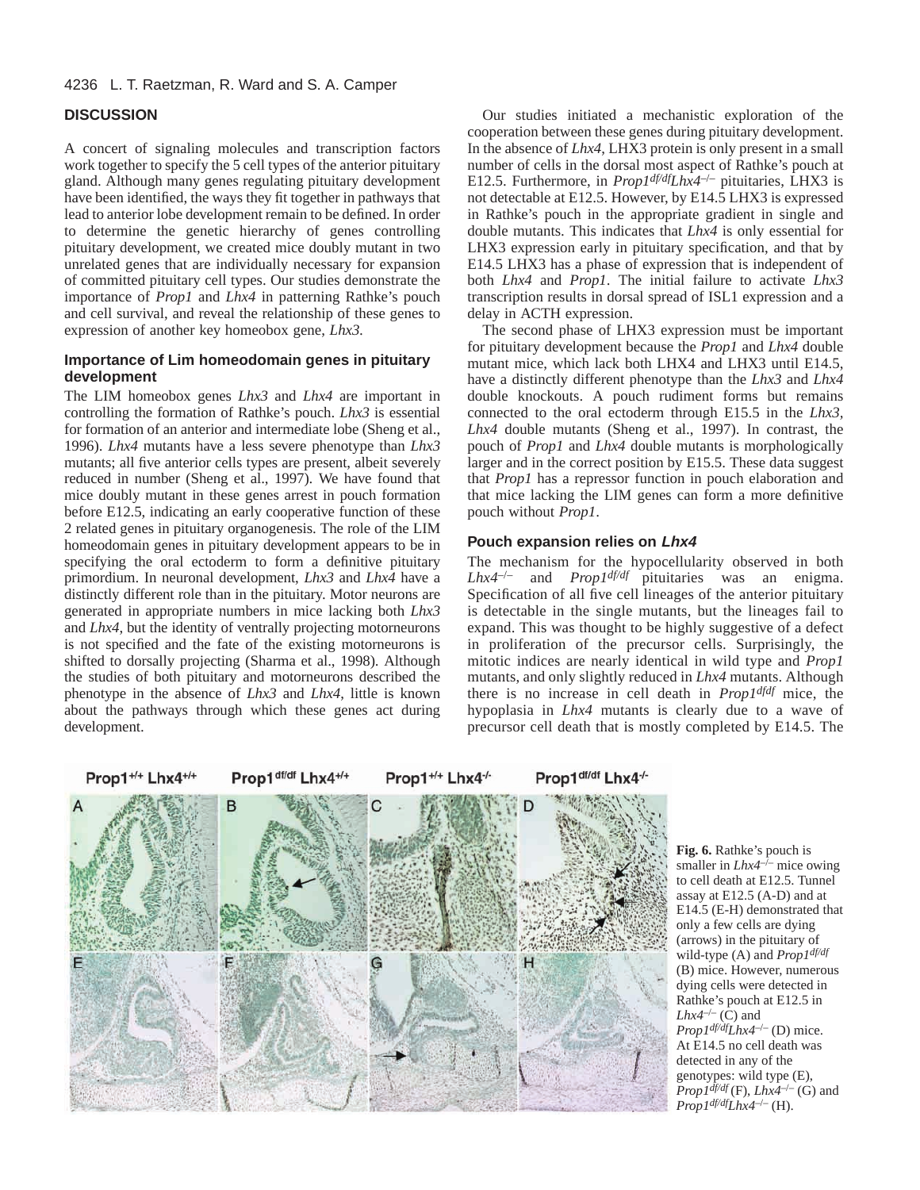## DISCUSSION

A concert of signaling molecules and transcription factors work together to specify the 5 cell types of the anterior pituitary gland. Although many genes regulating pituitary development have been identified, the ways they fit together in pathways that lead to anterior lobe development remain to be defined. In order to determine the genetic hierarchy of genes controlling pituitary development, we created mice doubly mutant in two unrelated genes that are individually necessary for expansion of committed pituitary cell types. Our studies demonstrate the importance of *Prop1* and *Lhx4* in patterning Rathke's pouch and cell survival, and reveal the relationship of these genes to expression of another key homeobox gene, *Lhx3*.

### Importance of Lim homeodomain genes in pituitary development

The LIM homeobox genes *Lhx3* and *Lhx4* are important in controlling the formation of Rathke's pouch. *Lhx3* is essential for formation of an anterior and intermediate lobe (Sheng et al., 1996). *Lhx4* mutants have a less severe phenotype than *Lhx3* mutants; all five anterior cells types are present, albeit severely reduced in number (Sheng et al., 1997). We have found that mice doubly mutant in these genes arrest in pouch formation before E12.5, indicating an early cooperative function of these 2 related genes in pituitary organogenesis. The role of the LIM homeodomain genes in pituitary development appears to be in specifying the oral ectoderm to form a definitive pituitary primordium. In neuronal development, *Lhx3* and *Lhx4* have a distinctly different role than in the pituitary. Motor neurons are generated in appropriate numbers in mice lacking both *Lhx3* and *Lhx4*, but the identity of ventrally projecting motorneurons is not specified and the fate of the existing motorneurons is shifted to dorsally projecting (Sharma et al., 1998). Although the studies of both pituitary and motorneurons described the phenotype in the absence of *Lhx3* and *Lhx4*, little is known about the pathways through which these genes act during development.

Our studies initiated a mechanistic exploration of the cooperation between these genes during pituitary development. In the absence of *Lhx4*, LHX3 protein is only present in a small number of cells in the dorsal most aspect of Rathke's pouch at E12.5. Furthermore, in *Prop1*$^{df/df}$*Lhx4*$^{-/-}$ pituitaries, LHX3 is not detectable at E12.5. However, by E14.5 LHX3 is expressed in Rathke's pouch in the appropriate gradient in single and double mutants. This indicates that *Lhx4* is only essential for LHX3 expression early in pituitary specification, and that by E14.5 LHX3 has a phase of expression that is independent of both *Lhx4* and *Prop1*. The initial failure to activate *Lhx3* transcription results in dorsal spread of ISL1 expression and a delay in ACTH expression.

The second phase of LHX3 expression must be important for pituitary development because the *Prop1* and *Lhx4* double mutant mice, which lack both LHX4 and LHX3 until E14.5, have a distinctly different phenotype than the *Lhx3* and *Lhx4* double knockouts. A pouch rudiment forms but remains connected to the oral ectoderm through E15.5 in the *Lhx3, Lhx4* double mutants (Sheng et al., 1997). In contrast, the pouch of *Prop1* and *Lhx4* double mutants is morphologically larger and in the correct position by E15.5. These data suggest that *Prop1* has a repressor function in pouch elaboration and that mice lacking the LIM genes can form a more definitive pouch without *Prop1*.

### Pouch expansion relies on *Lhx4*

The mechanism for the hypocellularity observed in both *Lhx4*$^{-/-}$ and *Prop1*$^{df/df}$ pituitaries was an enigma. Specification of all five cell lineages of the anterior pituitary is detectable in the single mutants, but the lineages fail to expand. This was thought to be highly suggestive of a defect in proliferation of the precursor cells. Surprisingly, the mitotic indices are nearly identical in wild type and *Prop1* mutants, and only slightly reduced in *Lhx4* mutants. Although there is no increase in cell death in *Prop1*$^{dfdf}$ mice, the hypoplasia in *Lhx4* mutants is clearly due to a wave of precursor cell death that is mostly completed by E14.5. The

**Fig. 6.** Rathke's pouch is smaller in *Lhx4*$^{-/-}$ mice owing to cell death at E12.5. Tunnel assay at E12.5 (A-D) and at E14.5 (E-H) demonstrated that only a few cells are dying (arrows) in the pituitary of wild-type (A) and *Prop1*$^{df/df}$ (B) mice. However, numerous dying cells were detected in Rathke's pouch at E12.5 in *Lhx4*$^{-/-}$ (C) and *Prop1*$^{df/df}$*Lhx4*$^{-/-}$ (D) mice. At E14.5 no cell death was detected in any of the genotypes: wild type (E), *Prop1*$^{df/df}$ (F), *Lhx4*$^{-/-}$ (G) and *Prop1*$^{df/df}$*Lhx4*$^{-/-}$ (H).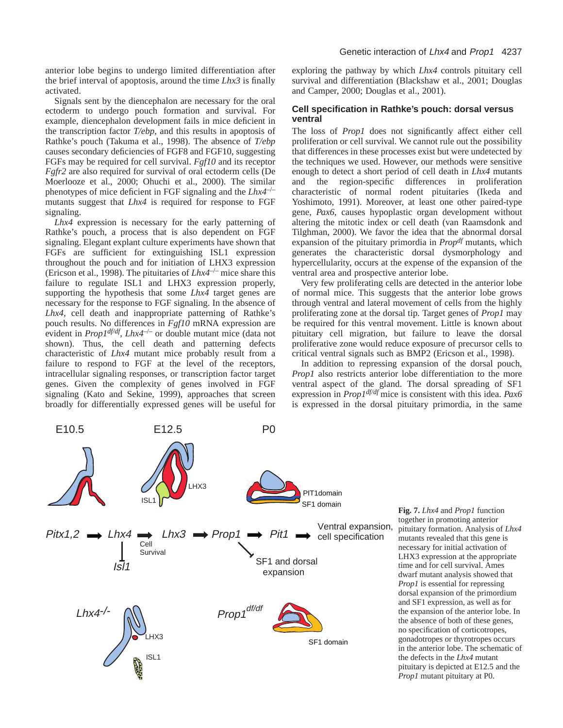anterior lobe begins to undergo limited differentiation after the brief interval of apoptosis, around the time *Lhx3* is finally activated.

Signals sent by the diencephalon are necessary for the oral ectoderm to undergo pouch formation and survival. For example, diencephalon development fails in mice deficient in the transcription factor *T/ebp*, and this results in apoptosis of Rathke's pouch (Takuma et al., 1998). The absence of *T/ebp* causes secondary deficiencies of FGF8 and FGF10, suggesting FGFs may be required for cell survival. *Fgf10* and its receptor *Fgfr2* are also required for survival of oral ectoderm cells (De Moerlooze et al., 2000; Ohuchi et al., 2000). The similar phenotypes of mice deficient in FGF signaling and the *Lhx4*$^{-/-}$ mutants suggest that *Lhx4* is required for response to FGF signaling.

*Lhx4* expression is necessary for the early patterning of Rathke's pouch, a process that is also dependent on FGF signaling. Elegant explant culture experiments have shown that FGFs are sufficient for extinguishing ISL1 expression throughout the pouch and for initiation of LHX3 expression (Ericson et al., 1998). The pituitaries of *Lhx4*$^{-/-}$ mice share this failure to regulate ISL1 and LHX3 expression properly, supporting the hypothesis that some *Lhx4* target genes are necessary for the response to FGF signaling. In the absence of *Lhx4*, cell death and inappropriate patterning of Rathke's pouch results. No differences in *Fgf10* mRNA expression are evident in *Prop1*$^{df/df}$, *Lhx4*$^{-/-}$ or double mutant mice (data not shown). Thus, the cell death and patterning defects characteristic of *Lhx4* mutant mice probably result from a failure to respond to FGF at the level of the receptors, intracellular signaling responses, or transcription factor target genes. Given the complexity of genes involved in FGF signaling (Kato and Sekine, 1999), approaches that screen broadly for differentially expressed genes will be useful for exploring the pathway by which *Lhx4* controls pituitary cell survival and differentiation (Blackshaw et al., 2001; Douglas and Camper, 2000; Douglas et al., 2001).

## Cell specification in Rathke's pouch: dorsal versus ventral

The loss of *Prop1* does not significantly affect either cell proliferation or cell survival. We cannot rule out the possibility that differences in these processes exist but were undetected by the techniques we used. However, our methods were sensitive enough to detect a short period of cell death in *Lhx4* mutants and the region-specific differences in proliferation characteristic of normal rodent pituitaries (Ikeda and Yoshimoto, 1991). Moreover, at least one other paired-type gene, *Pax6*, causes hypoplastic organ development without altering the mitotic index or cell death (van Raamsdonk and Tilghman, 2000). We favor the idea that the abnormal dorsal expansion of the pituitary primordia in *Prop*$^{df}$ mutants, which generates the characteristic dorsal dysmorphology and hypercellularity, occurs at the expense of the expansion of the ventral area and prospective anterior lobe.

Very few proliferating cells are detected in the anterior lobe of normal mice. This suggests that the anterior lobe grows through ventral and lateral movement of cells from the highly proliferating zone at the dorsal tip. Target genes of *Prop1* may be required for this ventral movement. Little is known about pituitary cell migration, but failure to leave the dorsal proliferative zone would reduce exposure of precursor cells to critical ventral signals such as BMP2 (Ericson et al., 1998).

In addition to repressing expansion of the dorsal pouch, *Prop1* also restricts anterior lobe differentiation to the more ventral aspect of the gland. The dorsal spreading of SF1 expression in *Prop1*$^{df/df}$ mice is consistent with this idea. *Pax6* is expressed in the dorsal pituitary primordia, in the same

**Fig. 7.** *Lhx4* and *Prop1* function together in promoting anterior pituitary formation. Analysis of *Lhx4* mutants revealed that this gene is necessary for initial activation of LHX3 expression at the appropriate time and for cell survival. Ames dwarf mutant analysis showed that *Prop1* is essential for repressing dorsal expansion of the primordium and SF1 expression, as well as for the expansion of the anterior lobe. In the absence of both of these genes, no specification of corticotropes, gonadotropes or thyrotropes occurs in the anterior lobe. The schematic of the defects in the *Lhx4* mutant pituitary is depicted at E12.5 and the *Prop1* mutant pituitary at P0.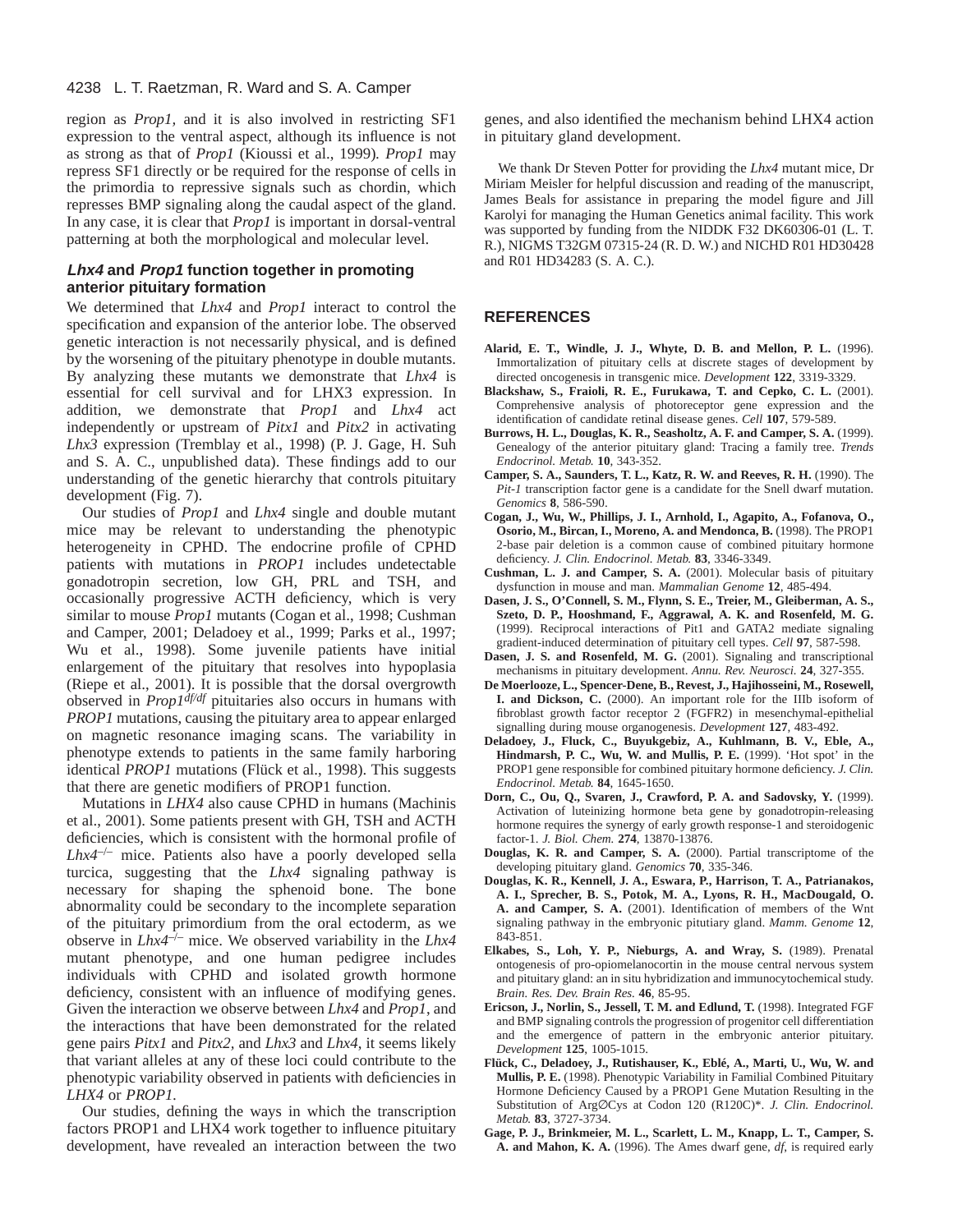region as *Prop1*, and it is also involved in restricting SF1 expression to the ventral aspect, although its influence is not as strong as that of *Prop1* (Kioussi et al., 1999). *Prop1* may repress SF1 directly or be required for the response of cells in the primordia to repressive signals such as chordin, which represses BMP signaling along the caudal aspect of the gland. In any case, it is clear that *Prop1* is important in dorsal-ventral patterning at both the morphological and molecular level.

### *Lhx4* and *Prop1* function together in promoting anterior pituitary formation

We determined that *Lhx4* and *Prop1* interact to control the specification and expansion of the anterior lobe. The observed genetic interaction is not necessarily physical, and is defined by the worsening of the pituitary phenotype in double mutants. By analyzing these mutants we demonstrate that *Lhx4* is essential for cell survival and for LHX3 expression. In addition, we demonstrate that *Prop1* and *Lhx4* act independently or upstream of *Pitx1* and *Pitx2* in activating *Lhx3* expression (Tremblay et al., 1998) (P. J. Gage, H. Suh and S. A. C., unpublished data). These findings add to our understanding of the genetic hierarchy that controls pituitary development (Fig. 7).

Our studies of *Prop1* and *Lhx4* single and double mutant mice may be relevant to understanding the phenotypic heterogeneity in CPHD. The endocrine profile of CPHD patients with mutations in *PROP1* includes undetectable gonadotropin secretion, low GH, PRL and TSH, and occasionally progressive ACTH deficiency, which is very similar to mouse *Prop1* mutants (Cogan et al., 1998; Cushman and Camper, 2001; Deladoey et al., 1999; Parks et al., 1997; Wu et al., 1998). Some juvenile patients have initial enlargement of the pituitary that resolves into hypoplasia (Riepe et al., 2001). It is possible that the dorsal overgrowth observed in *Prop1$^{df/df}$* pituitaries also occurs in humans with *PROP1* mutations, causing the pituitary area to appear enlarged on magnetic resonance imaging scans. The variability in phenotype extends to patients in the same family harboring identical *PROP1* mutations (Flück et al., 1998). This suggests that there are genetic modifiers of PROP1 function.

Mutations in *LHX4* also cause CPHD in humans (Machinis et al., 2001). Some patients present with GH, TSH and ACTH deficiencies, which is consistent with the hormonal profile of *Lhx4$^{-/-}$* mice. Patients also have a poorly developed sella turcica, suggesting that the *Lhx4* signaling pathway is necessary for shaping the sphenoid bone. The bone abnormality could be secondary to the incomplete separation of the pituitary primordium from the oral ectoderm, as we observe in *Lhx4$^{-/-}$* mice. We observed variability in the *Lhx4* mutant phenotype, and one human pedigree includes individuals with CPHD and isolated growth hormone deficiency, consistent with an influence of modifying genes. Given the interaction we observe between *Lhx4* and *Prop1*, and the interactions that have been demonstrated for the related gene pairs *Pitx1* and *Pitx2*, and *Lhx3* and *Lhx4*, it seems likely that variant alleles at any of these loci could contribute to the phenotypic variability observed in patients with deficiencies in *LHX4* or *PROP1*.

Our studies, defining the ways in which the transcription factors PROP1 and LHX4 work together to influence pituitary development, have revealed an interaction between the two genes, and also identified the mechanism behind LHX4 action in pituitary gland development.

We thank Dr Steven Potter for providing the *Lhx4* mutant mice, Dr Miriam Meisler for helpful discussion and reading of the manuscript, James Beals for assistance in preparing the model figure and Jill Karolyi for managing the Human Genetics animal facility. This work was supported by funding from the NIDDK F32 DK60306-01 (L. T. R.), NIGMS T32GM 07315-24 (R. D. W.) and NICHD R01 HD30428 and R01 HD34283 (S. A. C.).

## REFERENCES

**Alarid, E. T., Windle, J. J., Whyte, D. B. and Mellon, P. L.** (1996). Immortalization of pituitary cells at discrete stages of development by directed oncogenesis in transgenic mice. *Development* **122**, 3319-3329.

**Blackshaw, S., Fraioli, R. E., Furukawa, T. and Cepko, C. L.** (2001). Comprehensive analysis of photoreceptor gene expression and the identification of candidate retinal disease genes. *Cell* **107**, 579-589.

**Burrows, H. L., Douglas, K. R., Seasholtz, A. F. and Camper, S. A.** (1999). Genealogy of the anterior pituitary gland: Tracing a family tree. *Trends Endocrinol. Metab.* **10**, 343-352.

**Camper, S. A., Saunders, T. L., Katz, R. W. and Reeves, R. H.** (1990). The *Pit-1* transcription factor gene is a candidate for the Snell dwarf mutation. *Genomics* **8**, 586-590.

**Cogan, J., Wu, W., Phillips, J. I., Arnhold, I., Agapito, A., Fofanova, O., Osorio, M., Bircan, I., Moreno, A. and Mendonca, B.** (1998). The PROP1 2-base pair deletion is a common cause of combined pituitary hormone deficiency. *J. Clin. Endocrinol. Metab.* **83**, 3346-3349.

**Cushman, L. J. and Camper, S. A.** (2001). Molecular basis of pituitary dysfunction in mouse and man. *Mammalian Genome* **12**, 485-494.

**Dasen, J. S., O'Connell, S. M., Flynn, S. E., Treier, M., Gleiberman, A. S., Szeto, D. P., Hooshmand, F., Aggrawal, A. K. and Rosenfeld, M. G.** (1999). Reciprocal interactions of Pit1 and GATA2 mediate signaling gradient-induced determination of pituitary cell types. *Cell* **97**, 587-598.

**Dasen, J. S. and Rosenfeld, M. G.** (2001). Signaling and transcriptional mechanisms in pituitary development. *Annu. Rev. Neurosci.* **24**, 327-355.

**De Moerlooze, L., Spencer-Dene, B., Revest, J., Hajihosseini, M., Rosewell, I. and Dickson, C.** (2000). An important role for the IIIb isoform of fibroblast growth factor receptor 2 (FGFR2) in mesenchymal-epithelial signalling during mouse organogenesis. *Development* **127**, 483-492.

**Deladoey, J., Fluck, C., Buyukgebiz, A., Kuhlmann, B. V., Eble, A., Hindmarsh, P. C., Wu, W. and Mullis, P. E.** (1999). 'Hot spot' in the PROP1 gene responsible for combined pituitary hormone deficiency. *J. Clin. Endocrinol. Metab.* **84**, 1645-1650.

**Dorn, C., Ou, Q., Svaren, J., Crawford, P. A. and Sadovsky, Y.** (1999). Activation of luteinizing hormone beta gene by gonadotropin-releasing hormone requires the synergy of early growth response-1 and steroidogenic factor-1. *J. Biol. Chem.* **274**, 13870-13876.

**Douglas, K. R. and Camper, S. A.** (2000). Partial transcriptome of the developing pituitary gland. *Genomics* **70**, 335-346.

**Douglas, K. R., Kennell, J. A., Eswara, P., Harrison, T. A., Patrianakos, A. I., Sprecher, B. S., Potok, M. A., Lyons, R. H., MacDougald, O. A. and Camper, S. A.** (2001). Identification of members of the Wnt signaling pathway in the embryonic pituitary gland. *Mamm. Genome* **12**, 843-851.

**Elkabes, S., Loh, Y. P., Nieburgs, A. and Wray, S.** (1989). Prenatal ontogenesis of pro-opiomelanocortin in the mouse central nervous system and pituitary gland: an in situ hybridization and immunocytochemical study. *Brain. Res. Dev. Brain Res.* **46**, 85-95.

**Ericson, J., Norlin, S., Jessell, T. M. and Edlund, T.** (1998). Integrated FGF and BMP signaling controls the progression of progenitor cell differentiation and the emergence of pattern in the embryonic anterior pituitary. *Development* **125**, 1005-1015.

**Flück, C., Deladoey, J., Rutishauser, K., Eblé, A., Marti, U., Wu, W. and Mullis, P. E.** (1998). Phenotypic Variability in Familial Combined Pituitary Hormone Deficiency Caused by a PROP1 Gene Mutation Resulting in the Substitution of Arg∅Cys at Codon 120 (R120C)*. *J. Clin. Endocrinol. Metab.* **83**, 3727-3734.

**Gage, P. J., Brinkmeier, M. L., Scarlett, L. M., Knapp, L. T., Camper, S. A. and Mahon, K. A.** (1996). The Ames dwarf gene, *df*, is required early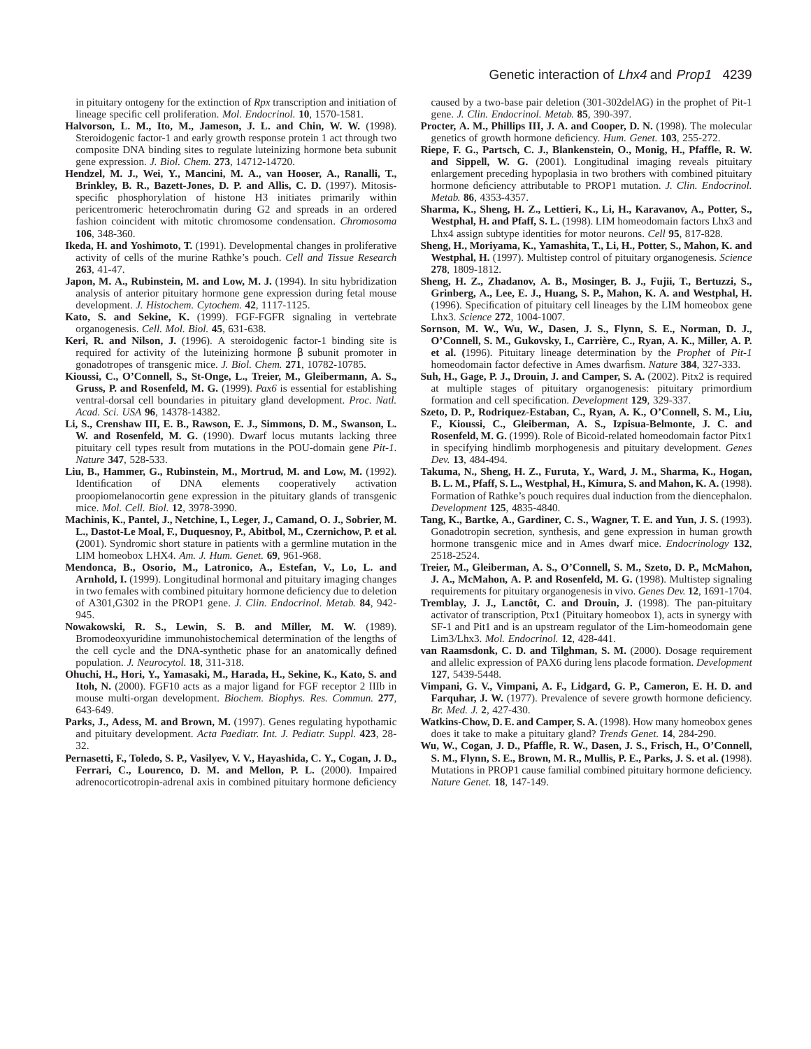in pituitary ontogeny for the extinction of *Rpx* transcription and initiation of lineage specific cell proliferation. *Mol. Endocrinol.* **10**, 1570-1581.

**Halvorson, L. M., Ito, M., Jameson, J. L. and Chin, W. W.** (1998). Steroidogenic factor-1 and early growth response protein 1 act through two composite DNA binding sites to regulate luteinizing hormone beta subunit gene expression. *J. Biol. Chem.* **273**, 14712-14720.

**Hendzel, M. J., Wei, Y., Mancini, M. A., van Hooser, A., Ranalli, T., Brinkley, B. R., Bazett-Jones, D. P. and Allis, C. D.** (1997). Mitosis-specific phosphorylation of histone H3 initiates primarily within pericentromeric heterochromatin during G2 and spreads in an ordered fashion coincident with mitotic chromosome condensation. *Chromosoma* **106**, 348-360.

**Ikeda, H. and Yoshimoto, T.** (1991). Developmental changes in proliferative activity of cells of the murine Rathke's pouch. *Cell and Tissue Research* **263**, 41-47.

**Japon, M. A., Rubinstein, M. and Low, M. J.** (1994). In situ hybridization analysis of anterior pituitary hormone gene expression during fetal mouse development. *J. Histochem. Cytochem.* **42**, 1117-1125.

**Kato, S. and Sekine, K.** (1999). FGF-FGFR signaling in vertebrate organogenesis. *Cell. Mol. Biol.* **45**, 631-638.

**Keri, R. and Nilson, J.** (1996). A steroidogenic factor-1 binding site is required for activity of the luteinizing hormone β subunit promoter in gonadotropes of transgenic mice. *J. Biol. Chem.* **271**, 10782-10785.

**Kioussi, C., O'Connell, S., St-Onge, L., Treier, M., Gleibermann, A. S., Gruss, P. and Rosenfeld, M. G.** (1999). *Pax6* is essential for establishing ventral-dorsal cell boundaries in pituitary gland development. *Proc. Natl. Acad. Sci. USA* **96**, 14378-14382.

**Li, S., Crenshaw III, E. B., Rawson, E. J., Simmons, D. M., Swanson, L. W. and Rosenfeld, M. G.** (1990). Dwarf locus mutants lacking three pituitary cell types result from mutations in the POU-domain gene *Pit-1*. *Nature* **347**, 528-533.

**Liu, B., Hammer, G., Rubinstein, M., Mortrud, M. and Low, M.** (1992). Identification of DNA elements cooperatively activation proopiomelanocortin gene expression in the pituitary glands of transgenic mice. *Mol. Cell. Biol.* **12**, 3978-3990.

**Machinis, K., Pantel, J., Netchine, I., Leger, J., Camand, O. J., Sobrier, M. L., Dastot-Le Moal, F., Duquesnoy, P., Abitbol, M., Czernichow, P. et al. (**2001). Syndromic short stature in patients with a germline mutation in the LIM homeobox LHX4. *Am. J. Hum. Genet.* **69**, 961-968.

**Mendonca, B., Osorio, M., Latronico, A., Estefan, V., Lo, L. and Arnhold, I.** (1999). Longitudinal hormonal and pituitary imaging changes in two females with combined pituitary hormone deficiency due to deletion of A301,G302 in the PROP1 gene. *J. Clin. Endocrinol. Metab.* **84**, 942-945.

**Nowakowski, R. S., Lewin, S. B. and Miller, M. W.** (1989). Bromodeoxyuridine immunohistochemical determination of the lengths of the cell cycle and the DNA-synthetic phase for an anatomically defined population. *J. Neurocytol.* **18**, 311-318.

**Ohuchi, H., Hori, Y., Yamasaki, M., Harada, H., Sekine, K., Kato, S. and Itoh, N.** (2000). FGF10 acts as a major ligand for FGF receptor 2 IIIb in mouse multi-organ development. *Biochem. Biophys. Res. Commun.* **277**, 643-649.

**Parks, J., Adess, M. and Brown, M.** (1997). Genes regulating hypothamic and pituitary development. *Acta Paediatr. Int. J. Pediatr. Suppl.* **423**, 28-32.

**Pernasetti, F., Toledo, S. P., Vasilyev, V. V., Hayashida, C. Y., Cogan, J. D., Ferrari, C., Lourenco, D. M. and Mellon, P. L.** (2000). Impaired adrenocorticotropin-adrenal axis in combined pituitary hormone deficiency caused by a two-base pair deletion (301-302delAG) in the prophet of Pit-1 gene. *J. Clin. Endocrinol. Metab.* **85**, 390-397.

**Procter, A. M., Phillips III, J. A. and Cooper, D. N.** (1998). The molecular genetics of growth hormone deficiency. *Hum. Genet.* **103**, 255-272.

**Riepe, F. G., Partsch, C. J., Blankenstein, O., Monig, H., Pfaffle, R. W. and Sippell, W. G.** (2001). Longitudinal imaging reveals pituitary enlargement preceding hypoplasia in two brothers with combined pituitary hormone deficiency attributable to PROP1 mutation. *J. Clin. Endocrinol. Metab.* **86**, 4353-4357.

**Sharma, K., Sheng, H. Z., Lettieri, K., Li, H., Karavanov, A., Potter, S., Westphal, H. and Pfaff, S. L.** (1998). LIM homeodomain factors Lhx3 and Lhx4 assign subtype identities for motor neurons. *Cell* **95**, 817-828.

**Sheng, H., Moriyama, K., Yamashita, T., Li, H., Potter, S., Mahon, K. and Westphal, H.** (1997). Multistep control of pituitary organogenesis. *Science* **278**, 1809-1812.

**Sheng, H. Z., Zhadanov, A. B., Mosinger, B. J., Fujii, T., Bertuzzi, S., Grinberg, A., Lee, E. J., Huang, S. P., Mahon, K. A. and Westphal, H.** (1996). Specification of pituitary cell lineages by the LIM homeobox gene Lhx3. *Science* **272**, 1004-1007.

**Sornson, M. W., Wu, W., Dasen, J. S., Flynn, S. E., Norman, D. J., O'Connell, S. M., Gukovsky, I., Carrière, C., Ryan, A. K., Miller, A. P. et al. (**1996). Pituitary lineage determination by the *Prophet* of *Pit-1* homeodomain factor defective in Ames dwarfism. *Nature* **384**, 327-333.

**Suh, H., Gage, P. J., Drouin, J. and Camper, S. A.** (2002). Pitx2 is required at multiple stages of pituitary organogenesis: pituitary primordium formation and cell specification. *Development* **129**, 329-337.

**Szeto, D. P., Rodriquez-Estaban, C., Ryan, A. K., O'Connell, S. M., Liu, F., Kioussi, C., Gleiberman, A. S., Izpisua-Belmonte, J. C. and Rosenfeld, M. G.** (1999). Role of Bicoid-related homeodomain factor Pitx1 in specifying hindlimb morphogenesis and pituitary development. *Genes Dev.* **13**, 484-494.

**Takuma, N., Sheng, H. Z., Furuta, Y., Ward, J. M., Sharma, K., Hogan, B. L. M., Pfaff, S. L., Westphal, H., Kimura, S. and Mahon, K. A.** (1998). Formation of Rathke's pouch requires dual induction from the diencephalon. *Development* **125**, 4835-4840.

**Tang, K., Bartke, A., Gardiner, C. S., Wagner, T. E. and Yun, J. S.** (1993). Gonadotropin secretion, synthesis, and gene expression in human growth hormone transgenic mice and in Ames dwarf mice. *Endocrinology* **132**, 2518-2524.

**Treier, M., Gleiberman, A. S., O'Connell, S. M., Szeto, D. P., McMahon, J. A., McMahon, A. P. and Rosenfeld, M. G.** (1998). Multistep signaling requirements for pituitary organogenesis in vivo. *Genes Dev.* **12**, 1691-1704.

**Tremblay, J. J., Lanctôt, C. and Drouin, J.** (1998). The pan-pituitary activator of transcription, Ptx1 (Pituitary homeobox 1), acts in synergy with SF-1 and Pit1 and is an upstream regulator of the Lim-homeodomain gene Lim3/Lhx3. *Mol. Endocrinol.* **12**, 428-441.

**van Raamsdonk, C. D. and Tilghman, S. M.** (2000). Dosage requirement and allelic expression of PAX6 during lens placode formation. *Development* **127**, 5439-5448.

**Vimpani, G. V., Vimpani, A. F., Lidgard, G. P., Cameron, E. H. D. and Farquhar, J. W.** (1977). Prevalence of severe growth hormone deficiency. *Br. Med. J.* **2**, 427-430.

**Watkins-Chow, D. E. and Camper, S. A.** (1998). How many homeobox genes does it take to make a pituitary gland? *Trends Genet.* **14**, 284-290.

**Wu, W., Cogan, J. D., Pfaffle, R. W., Dasen, J. S., Frisch, H., O'Connell, S. M., Flynn, S. E., Brown, M. R., Mullis, P. E., Parks, J. S. et al. (**1998). Mutations in PROP1 cause familial combined pituitary hormone deficiency. *Nature Genet.* **18**, 147-149.